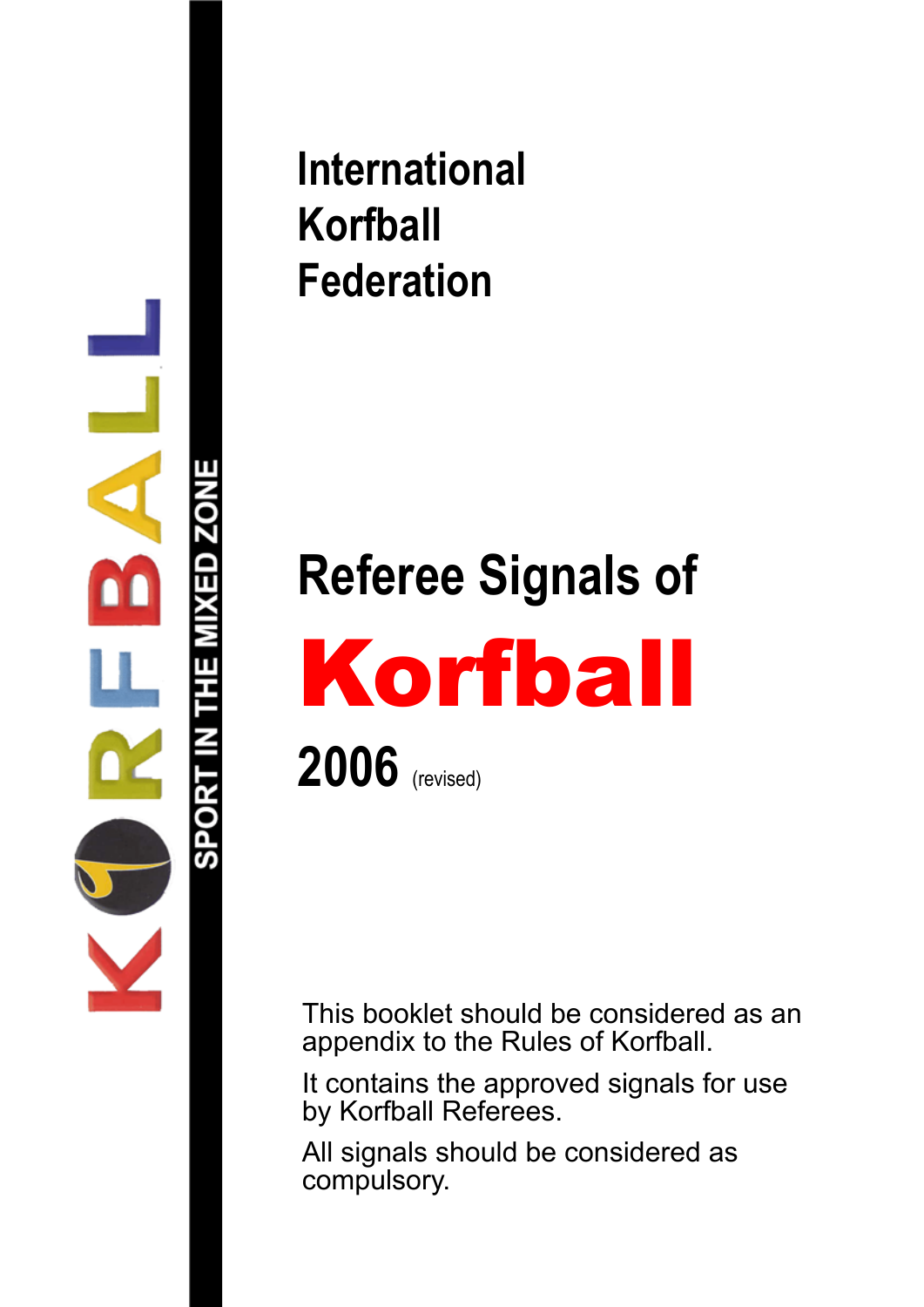KORFBALL

SPORT IN THE MIXED ZONE

# International Korfball Federation

# Referee Signals of Korfball

## 2006 (revised)

This booklet should be considered as an appendix to the Rules of Korfball.

It contains the approved signals for use by Korfball Referees.

All signals should be considered as compulsory.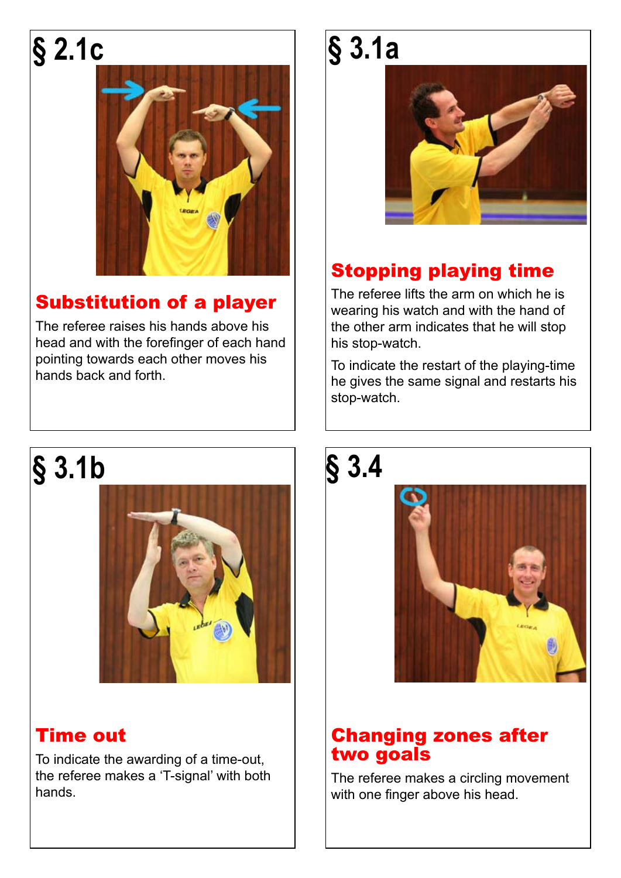# § 2.1c

## Substitution of a player

The referee raises his hands above his head and with the forefinger of each hand pointing towards each other moves his hands back and forth.

# § 3.1a

## Stopping playing time

The referee lifts the arm on which he is wearing his watch and with the hand of the other arm indicates that he will stop his stop-watch.

To indicate the restart of the playing-time he gives the same signal and restarts his stop-watch.

# § 3.1b

## Time out

To indicate the awarding of a time-out, the referee makes a 'T-signal' with both hands.

# § 3.4

## Changing zones after two goals

The referee makes a circling movement with one finger above his head.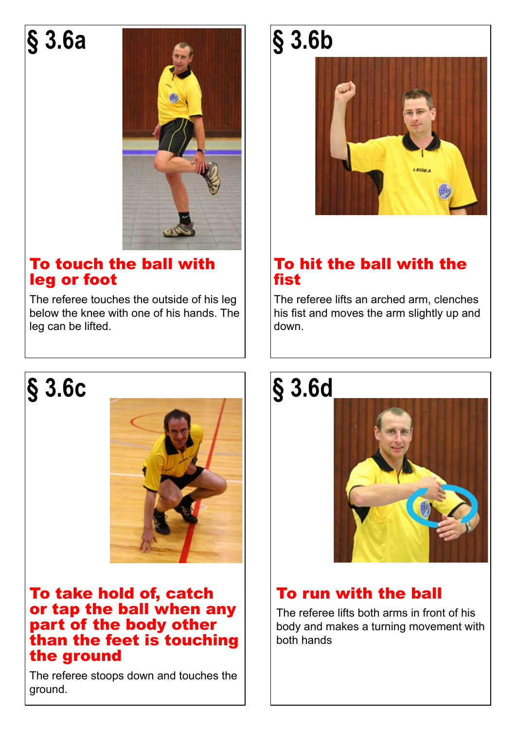## § 3.6a

**To touch the ball with leg or foot**

The referee touches the outside of his leg below the knee with one of his hands. The leg can be lifted.

## § 3.6b

**To hit the ball with the fist**

The referee lifts an arched arm, clenches his fist and moves the arm slightly up and down.

## § 3.6c

**To take hold of, catch or tap the ball when any part of the body other than the feet is touching the ground**

The referee stoops down and touches the ground.

## § 3.6d

**To run with the ball**

The referee lifts both arms in front of his body and makes a turning movement with both hands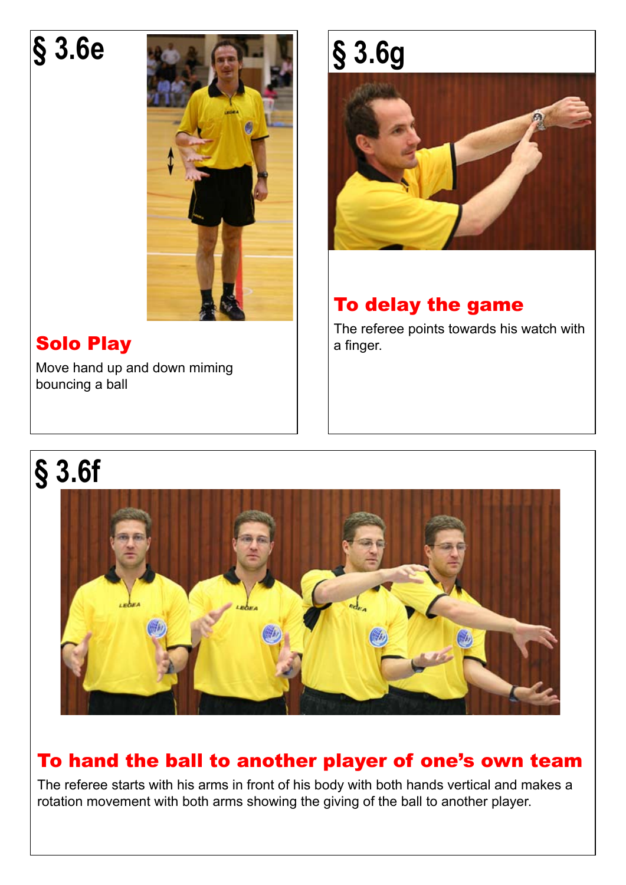# § 3.6e

## Solo Play

Move hand up and down miming bouncing a ball

# § 3.6g

## To delay the game

The referee points towards his watch with a finger.

# § 3.6f

## To hand the ball to another player of one's own team

The referee starts with his arms in front of his body with both hands vertical and makes a rotation movement with both arms showing the giving of the ball to another player.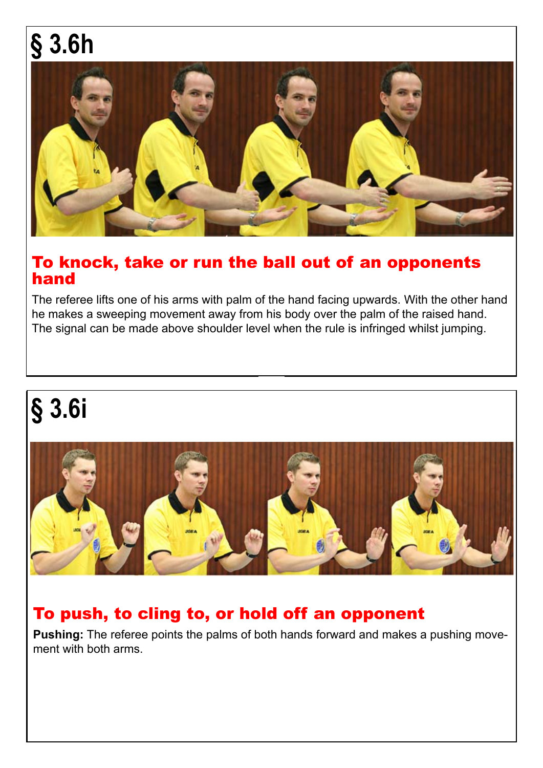# § 3.6h

## To knock, take or run the ball out of an opponents hand

The referee lifts one of his arms with palm of the hand facing upwards. With the other hand he makes a sweeping movement away from his body over the palm of the raised hand. The signal can be made above shoulder level when the rule is infringed whilst jumping.

# § 3.6i

## To push, to cling to, or hold off an opponent

**Pushing:** The referee points the palms of both hands forward and makes a pushing movement with both arms.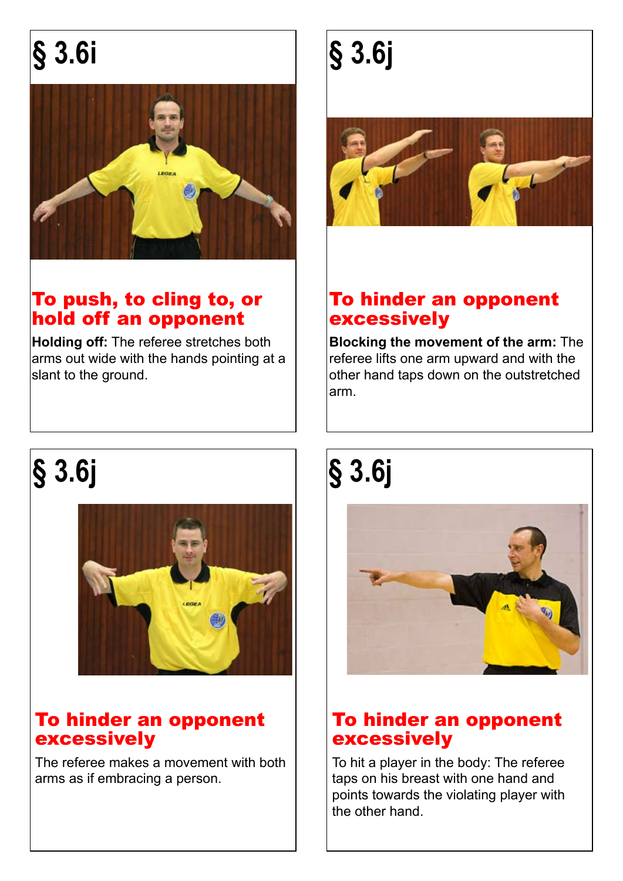## § 3.6i

**To push, to cling to, or hold off an opponent**

**Holding off:** The referee stretches both arms out wide with the hands pointing at a slant to the ground.

## § 3.6j

**To hinder an opponent excessively**

**Blocking the movement of the arm:** The referee lifts one arm upward and with the other hand taps down on the outstretched arm.

## § 3.6j

**To hinder an opponent excessively**

The referee makes a movement with both arms as if embracing a person.

## § 3.6j

**To hinder an opponent excessively**

To hit a player in the body: The referee taps on his breast with one hand and points towards the violating player with the other hand.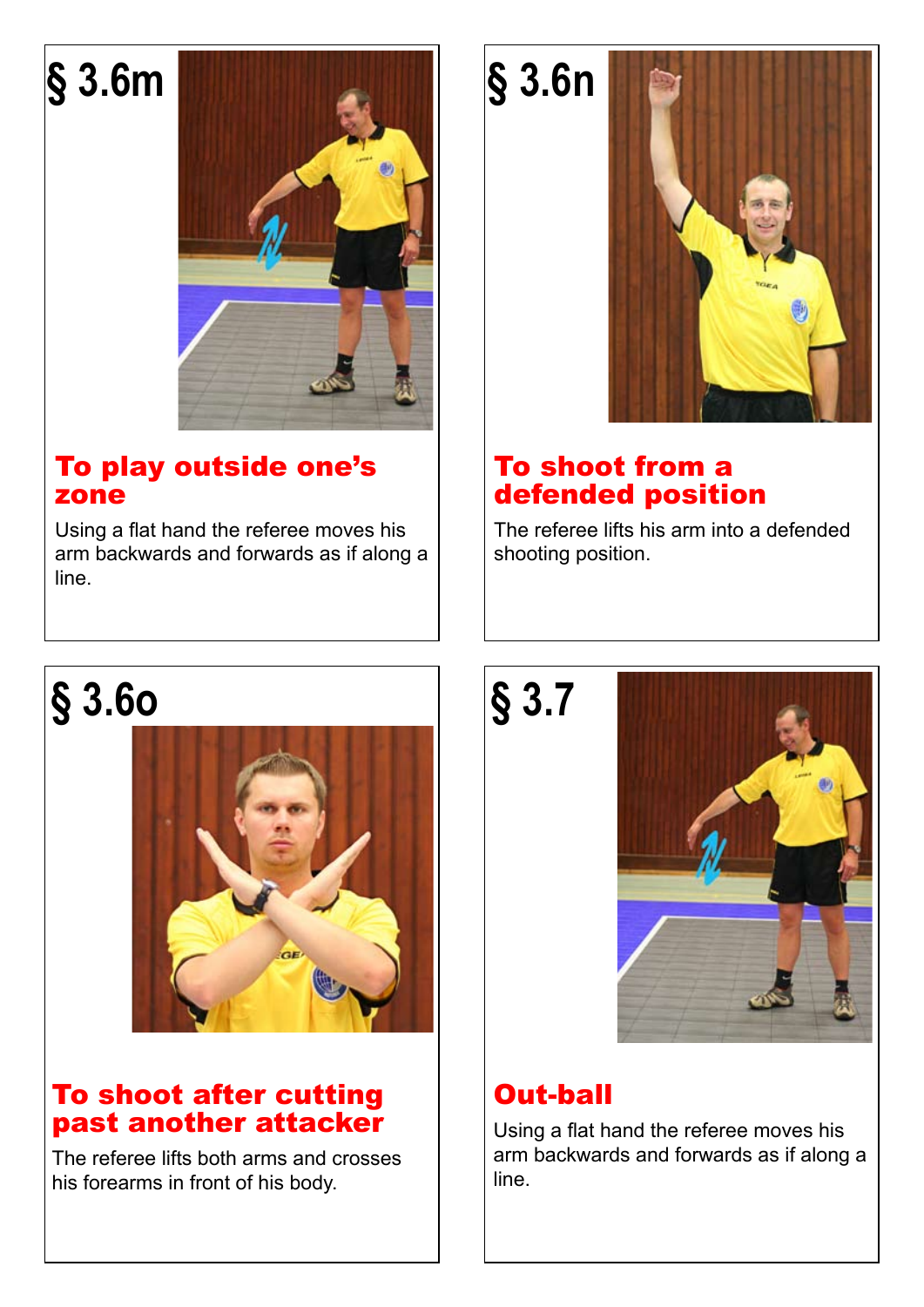## § 3.6m

### To play outside one's zone

Using a flat hand the referee moves his arm backwards and forwards as if along a line.

## § 3.6n

### To shoot from a defended position

The referee lifts his arm into a defended shooting position.

## § 3.6o

### To shoot after cutting past another attacker

The referee lifts both arms and crosses his forearms in front of his body.

## § 3.7

### Out-ball

Using a flat hand the referee moves his arm backwards and forwards as if along a line.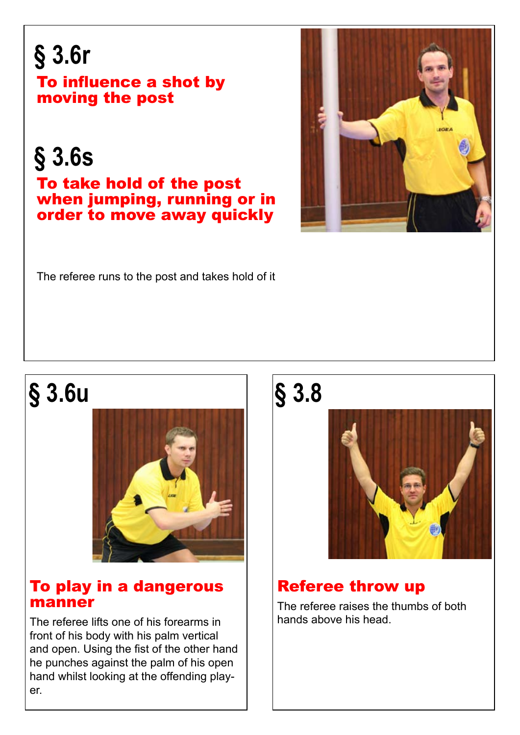## § 3.6r

**To influence a shot by moving the post**

## § 3.6s

**To take hold of the post when jumping, running or in order to move away quickly**

The referee runs to the post and takes hold of it

## § 3.6u

**To play in a dangerous manner**

The referee lifts one of his forearms in front of his body with his palm vertical and open. Using the fist of the other hand he punches against the palm of his open hand whilst looking at the offending player.

## § 3.8

**Referee throw up**

The referee raises the thumbs of both hands above his head.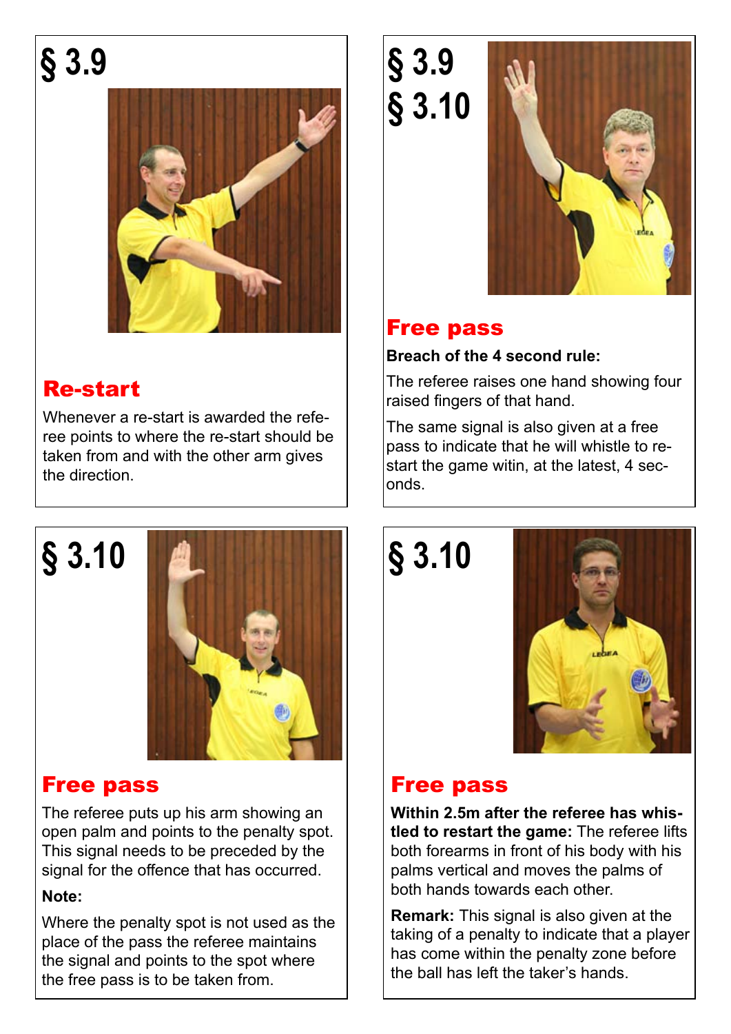## § 3.9

### Re-start

Whenever a re-start is awarded the referee points to where the re-start should be taken from and with the other arm gives the direction.

## § 3.9
## § 3.10

### Free pass

**Breach of the 4 second rule:**

The referee raises one hand showing four raised fingers of that hand.

The same signal is also given at a free pass to indicate that he will whistle to re-start the game witin, at the latest, 4 seconds.

## § 3.10

### Free pass

The referee puts up his arm showing an open palm and points to the penalty spot. This signal needs to be preceded by the signal for the offence that has occurred.

**Note:**

Where the penalty spot is not used as the place of the pass the referee maintains the signal and points to the spot where the free pass is to be taken from.

## § 3.10

### Free pass

**Within 2.5m after the referee has whistled to restart the game:** The referee lifts both forearms in front of his body with his palms vertical and moves the palms of both hands towards each other.

**Remark:** This signal is also given at the taking of a penalty to indicate that a player has come within the penalty zone before the ball has left the taker's hands.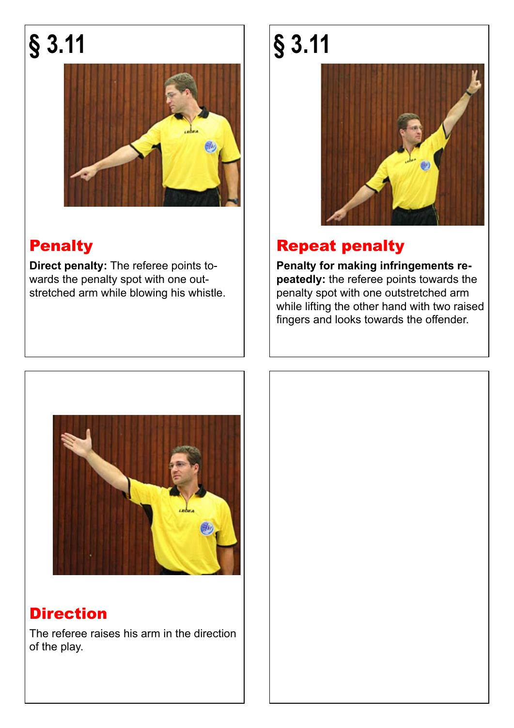## § 3.11

### Penalty

**Direct penalty:** The referee points towards the penalty spot with one outstretched arm while blowing his whistle.

## § 3.11

### Repeat penalty

**Penalty for making infringements repeatedly:** the referee points towards the penalty spot with one outstretched arm while lifting the other hand with two raised fingers and looks towards the offender.

### Direction

The referee raises his arm in the direction of the play.